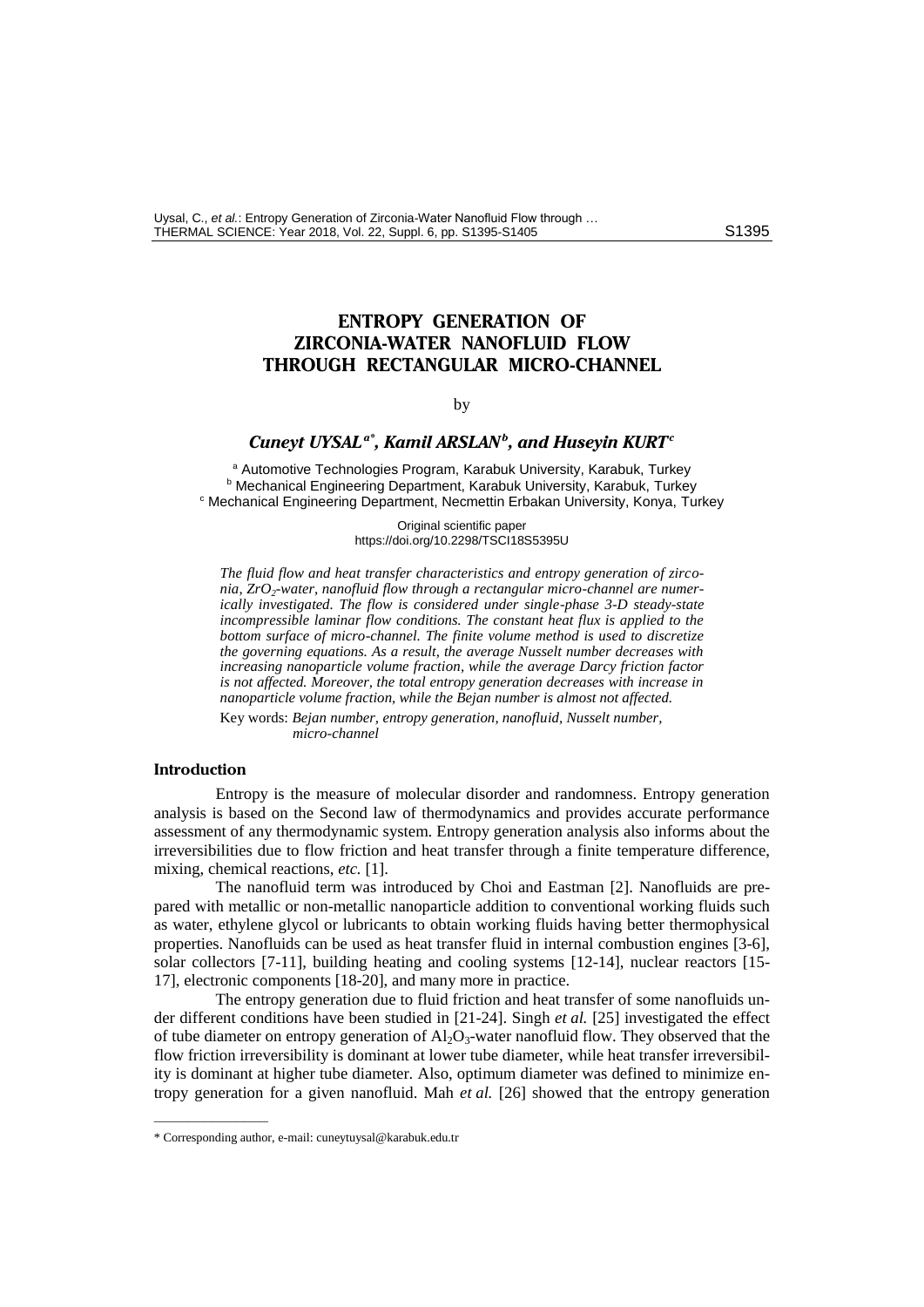# ENTROPY GENERATION OF ZIRCONIA-WATER NANOFLUID FLOW THROUGH RECTANGULAR MICRO-CHANNEL

by

***Cuneyt UYSAL[a*], Kamil ARSLAN[b], and Huseyin KURT[c]***

[a] Automotive Technologies Program, Karabuk University, Karabuk, Turkey
[b] Mechanical Engineering Department, Karabuk University, Karabuk, Turkey
[c] Mechanical Engineering Department, Necmettin Erbakan University, Konya, Turkey

Original scientific paper
https://doi.org/10.2298/TSCI18S5395U

*The fluid flow and heat transfer characteristics and entropy generation of zirconia, $ZrO_2$-water, nanofluid flow through a rectangular micro-channel are numerically investigated. The flow is considered under single-phase 3-D steady-state incompressible laminar flow conditions. The constant heat flux is applied to the bottom surface of micro-channel. The finite volume method is used to discretize the governing equations. As a result, the average Nusselt number decreases with increasing nanoparticle volume fraction, while the average Darcy friction factor is not affected. Moreover, the total entropy generation decreases with increase in nanoparticle volume fraction, while the Bejan number is almost not affected.*

Key words: *Bejan number, entropy generation, nanofluid, Nusselt number, micro-channel*

## Introduction

Entropy is the measure of molecular disorder and randomness. Entropy generation analysis is based on the Second law of thermodynamics and provides accurate performance assessment of any thermodynamic system. Entropy generation analysis also informs about the irreversibilities due to flow friction and heat transfer through a finite temperature difference, mixing, chemical reactions, *etc.* [1].

The nanofluid term was introduced by Choi and Eastman [2]. Nanofluids are prepared with metallic or non-metallic nanoparticle addition to conventional working fluids such as water, ethylene glycol or lubricants to obtain working fluids having better thermophysical properties. Nanofluids can be used as heat transfer fluid in internal combustion engines [3-6], solar collectors [7-11], building heating and cooling systems [12-14], nuclear reactors [15-17], electronic components [18-20], and many more in practice.

The entropy generation due to fluid friction and heat transfer of some nanofluids under different conditions have been studied in [21-24]. Singh *et al.* [25] investigated the effect of tube diameter on entropy generation of $Al_2O_3$-water nanofluid flow. They observed that the flow friction irreversibility is dominant at lower tube diameter, while heat transfer irreversibility is dominant at higher tube diameter. Also, optimum diameter was defined to minimize entropy generation for a given nanofluid. Mah *et al.* [26] showed that the entropy generation

---

\* Corresponding author, e-mail: cuneytuysal@karabuk.edu.tr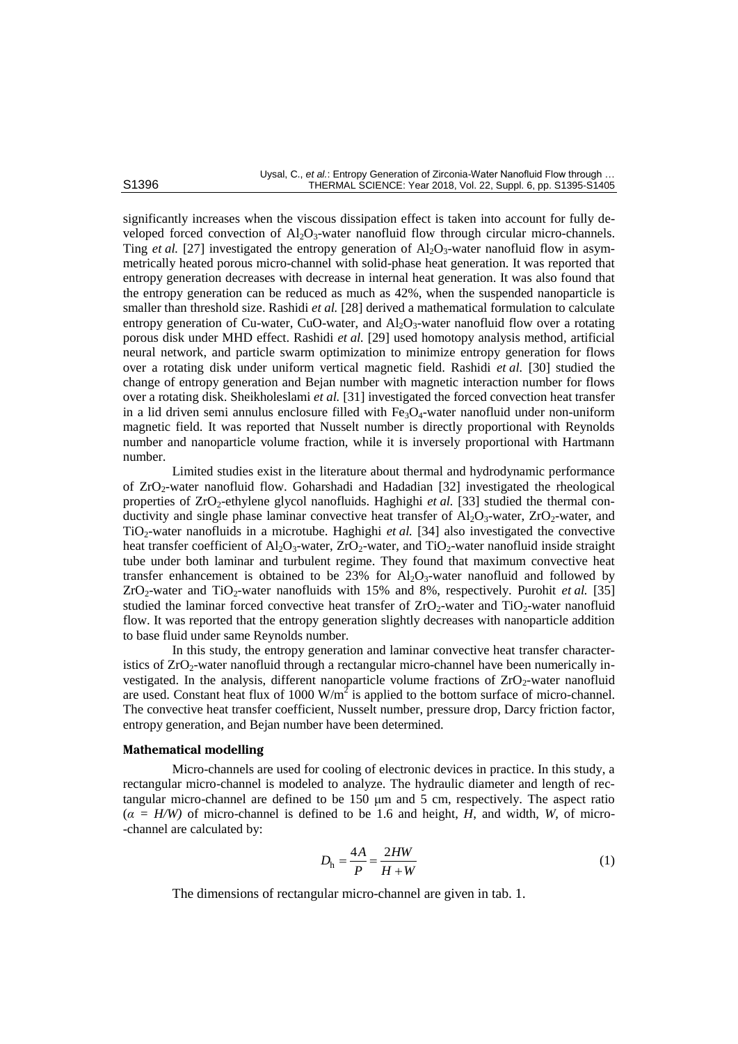significantly increases when the viscous dissipation effect is taken into account for fully developed forced convection of $Al_2O_3$-water nanofluid flow through circular micro-channels. Ting *et al.* [27] investigated the entropy generation of $Al_2O_3$-water nanofluid flow in asymmetrically heated porous micro-channel with solid-phase heat generation. It was reported that entropy generation decreases with decrease in internal heat generation. It was also found that the entropy generation can be reduced as much as 42%, when the suspended nanoparticle is smaller than threshold size. Rashidi *et al.* [28] derived a mathematical formulation to calculate entropy generation of Cu-water, CuO-water, and $Al_2O_3$-water nanofluid flow over a rotating porous disk under MHD effect. Rashidi *et al.* [29] used homotopy analysis method, artificial neural network, and particle swarm optimization to minimize entropy generation for flows over a rotating disk under uniform vertical magnetic field. Rashidi *et al.* [30] studied the change of entropy generation and Bejan number with magnetic interaction number for flows over a rotating disk. Sheikholeslami *et al.* [31] investigated the forced convection heat transfer in a lid driven semi annulus enclosure filled with $Fe_3O_4$-water nanofluid under non-uniform magnetic field. It was reported that Nusselt number is directly proportional with Reynolds number and nanoparticle volume fraction, while it is inversely proportional with Hartmann number.

Limited studies exist in the literature about thermal and hydrodynamic performance of $ZrO_2$-water nanofluid flow. Goharshadi and Hadadian [32] investigated the rheological properties of $ZrO_2$-ethylene glycol nanofluids. Haghighi *et al.* [33] studied the thermal conductivity and single phase laminar convective heat transfer of $Al_2O_3$-water, $ZrO_2$-water, and $TiO_2$-water nanofluids in a microtube. Haghighi *et al.* [34] also investigated the convective heat transfer coefficient of $Al_2O_3$-water, $ZrO_2$-water, and $TiO_2$-water nanofluid inside straight tube under both laminar and turbulent regime. They found that maximum convective heat transfer enhancement is obtained to be 23% for $Al_2O_3$-water nanofluid and followed by $ZrO_2$-water and $TiO_2$-water nanofluids with 15% and 8%, respectively. Purohit *et al.* [35] studied the laminar forced convective heat transfer of $ZrO_2$-water and $TiO_2$-water nanofluid flow. It was reported that the entropy generation slightly decreases with nanoparticle addition to base fluid under same Reynolds number.

In this study, the entropy generation and laminar convective heat transfer characteristics of $ZrO_2$-water nanofluid through a rectangular micro-channel have been numerically investigated. In the analysis, different nanoparticle volume fractions of $ZrO_2$-water nanofluid are used. Constant heat flux of 1000 $W/m^2$ is applied to the bottom surface of micro-channel. The convective heat transfer coefficient, Nusselt number, pressure drop, Darcy friction factor, entropy generation, and Bejan number have been determined.

## Mathematical modelling

Micro-channels are used for cooling of electronic devices in practice. In this study, a rectangular micro-channel is modeled to analyze. The hydraulic diameter and length of rectangular micro-channel are defined to be 150 μm and 5 cm, respectively. The aspect ratio ($\alpha = H/W$) of micro-channel is defined to be 1.6 and height, $H$, and width, $W$, of micro-channel are calculated by:

$$D_h = \frac{4A}{P} = \frac{2HW}{H+W} \tag{1}$$

The dimensions of rectangular micro-channel are given in tab. 1.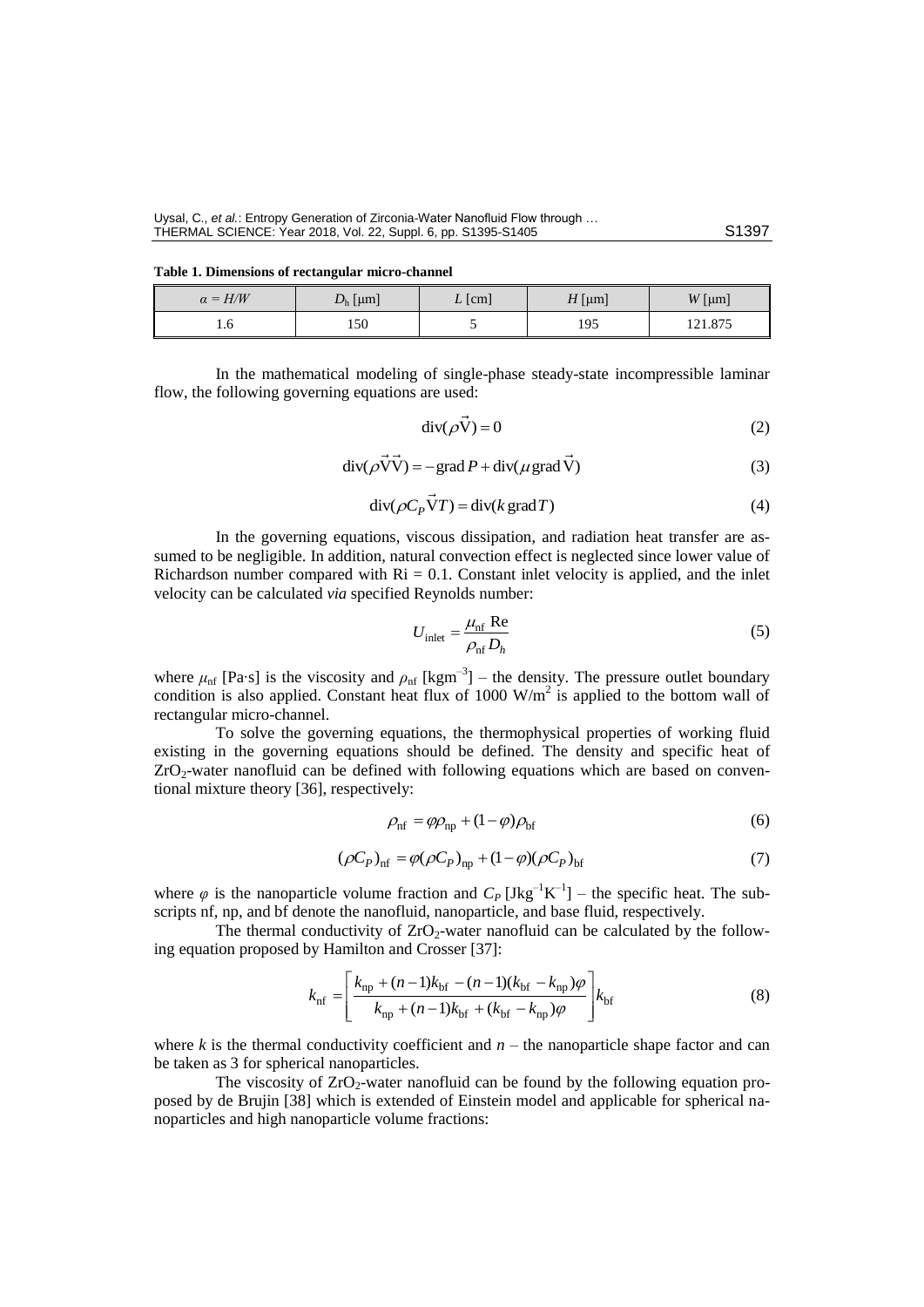**Table 1. Dimensions of rectangular micro-channel**

| $\alpha = H/W$ | $D_h$ [μm] | $L$ [cm] | $H$ [μm] | $W$ [μm] |
|---|---|---|---|---|
| 1.6 | 150 | 5 | 195 | 121.875 |

In the mathematical modeling of single-phase steady-state incompressible laminar flow, the following governing equations are used:

$$\text{div}(\rho\vec{V}) = 0 \tag{2}$$

$$\text{div}(\rho\vec{V}\vec{V}) = -\text{grad}\,P + \text{div}(\mu\,\text{grad}\,\vec{V}) \tag{3}$$

$$\text{div}(\rho C_P \vec{V} T) = \text{div}(k\,\text{grad}\,T) \tag{4}$$

In the governing equations, viscous dissipation, and radiation heat transfer are assumed to be negligible. In addition, natural convection effect is neglected since lower value of Richardson number compared with Ri = 0.1. Constant inlet velocity is applied, and the inlet velocity can be calculated *via* specified Reynolds number:

$$U_{\text{inlet}} = \frac{\mu_{\text{nf}}\,\text{Re}}{\rho_{\text{nf}} D_h} \tag{5}$$

where $\mu_{\text{nf}}$ [Pa·s] is the viscosity and $\rho_{\text{nf}}$ [kgm$^{-3}$] – the density. The pressure outlet boundary condition is also applied. Constant heat flux of 1000 W/m$^2$ is applied to the bottom wall of rectangular micro-channel.

To solve the governing equations, the thermophysical properties of working fluid existing in the governing equations should be defined. The density and specific heat of $ZrO_2$-water nanofluid can be defined with following equations which are based on conventional mixture theory [36], respectively:

$$\rho_{\text{nf}} = \varphi\rho_{\text{np}} + (1-\varphi)\rho_{\text{bf}} \tag{6}$$

$$(\rho C_P)_{\text{nf}} = \varphi(\rho C_P)_{\text{np}} + (1-\varphi)(\rho C_P)_{\text{bf}} \tag{7}$$

where $\varphi$ is the nanoparticle volume fraction and $C_P$ [Jkg$^{-1}$K$^{-1}$] – the specific heat. The subscripts nf, np, and bf denote the nanofluid, nanoparticle, and base fluid, respectively.

The thermal conductivity of $ZrO_2$-water nanofluid can be calculated by the following equation proposed by Hamilton and Crosser [37]:

$$k_{\text{nf}} = \left[\frac{k_{\text{np}} + (n-1)k_{\text{bf}} - (n-1)(k_{\text{bf}} - k_{\text{np}})\varphi}{k_{\text{np}} + (n-1)k_{\text{bf}} + (k_{\text{bf}} - k_{\text{np}})\varphi}\right] k_{\text{bf}} \tag{8}$$

where $k$ is the thermal conductivity coefficient and $n$ – the nanoparticle shape factor and can be taken as 3 for spherical nanoparticles.

The viscosity of $ZrO_2$-water nanofluid can be found by the following equation proposed by de Brujin [38] which is extended of Einstein model and applicable for spherical nanoparticles and high nanoparticle volume fractions: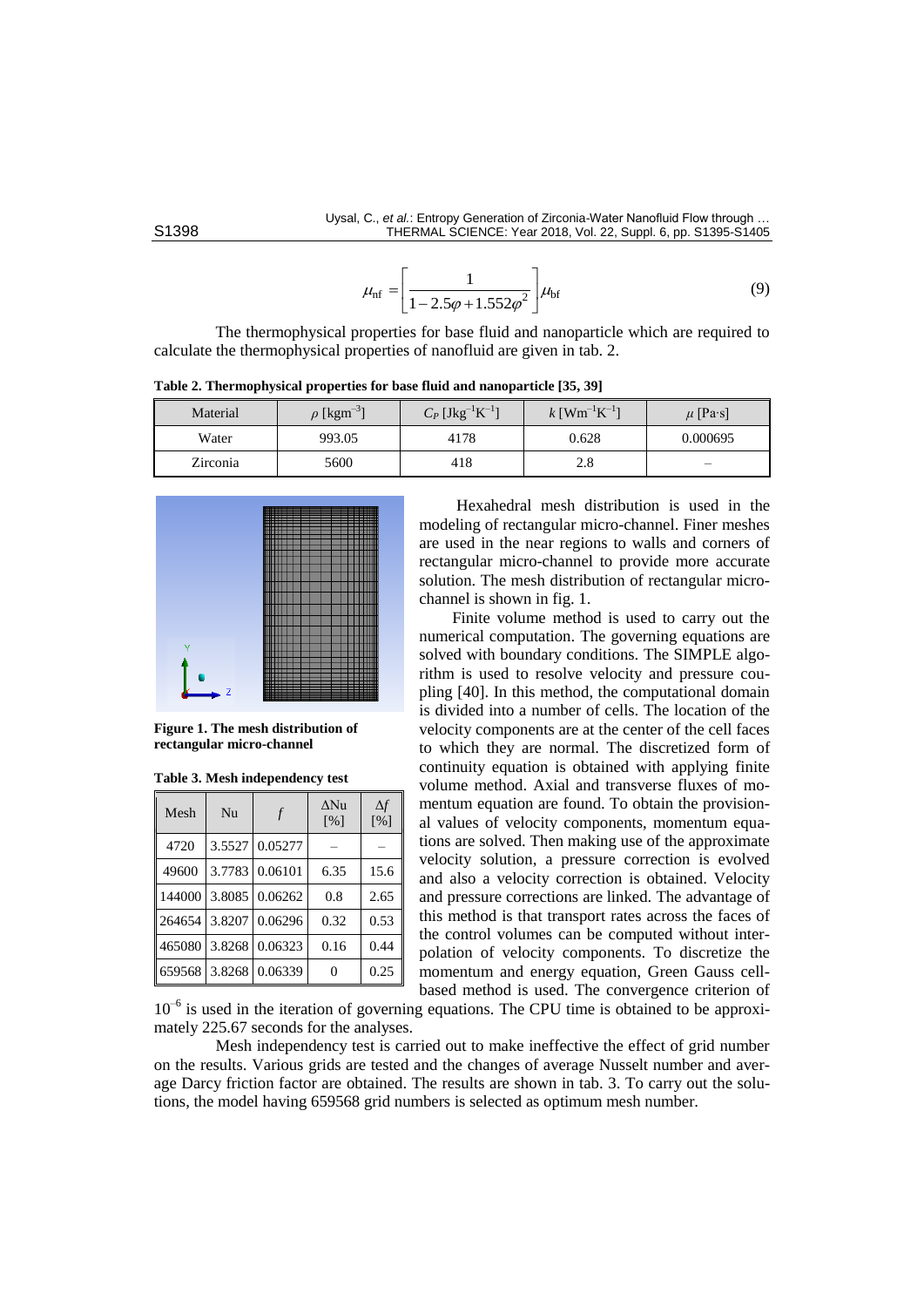$$\mu_{\mathrm{nf}} = \left[ \frac{1}{1 - 2.5\varphi + 1.552\varphi^2} \right] \mu_{\mathrm{bf}} \tag{9}$$

The thermophysical properties for base fluid and nanoparticle which are required to calculate the thermophysical properties of nanofluid are given in tab. 2.

**Table 2. Thermophysical properties for base fluid and nanoparticle [35, 39]**

| Material | $\rho$ [kgm$^{-3}$] | $C_P$ [Jkg$^{-1}$K$^{-1}$] | $k$ [Wm$^{-1}$K$^{-1}$] | $\mu$ [Pa·s] |
|---|---|---|---|---|
| Water | 993.05 | 4178 | 0.628 | 0.000695 |
| Zirconia | 5600 | 418 | 2.8 | – |

**Figure 1. The mesh distribution of rectangular micro-channel**

Hexahedral mesh distribution is used in the modeling of rectangular micro-channel. Finer meshes are used in the near regions to walls and corners of rectangular micro-channel to provide more accurate solution. The mesh distribution of rectangular micro-channel is shown in fig. 1.

Finite volume method is used to carry out the numerical computation. The governing equations are solved with boundary conditions. The SIMPLE algorithm is used to resolve velocity and pressure coupling [40]. In this method, the computational domain is divided into a number of cells. The location of the velocity components are at the center of the cell faces to which they are normal. The discretized form of continuity equation is obtained with applying finite volume method. Axial and transverse fluxes of momentum equation are found. To obtain the provisional values of velocity components, momentum equations are solved. Then making use of the approximate velocity solution, a pressure correction is evolved and also a velocity correction is obtained. Velocity and pressure corrections are linked. The advantage of this method is that transport rates across the faces of the control volumes can be computed without interpolation of velocity components. To discretize the momentum and energy equation, Green Gauss cell-based method is used. The convergence criterion of $10^{-6}$ is used in the iteration of governing equations. The CPU time is obtained to be approximately 225.67 seconds for the analyses.

**Table 3. Mesh independency test**

| Mesh | Nu | $f$ | $\Delta$Nu [%] | $\Delta f$ [%] |
|---|---|---|---|---|
| 4720 | 3.5527 | 0.05277 | – | – |
| 49600 | 3.7783 | 0.06101 | 6.35 | 15.6 |
| 144000 | 3.8085 | 0.06262 | 0.8 | 2.65 |
| 264654 | 3.8207 | 0.06296 | 0.32 | 0.53 |
| 465080 | 3.8268 | 0.06323 | 0.16 | 0.44 |
| 659568 | 3.8268 | 0.06339 | 0 | 0.25 |

Mesh independency test is carried out to make ineffective the effect of grid number on the results. Various grids are tested and the changes of average Nusselt number and average Darcy friction factor are obtained. The results are shown in tab. 3. To carry out the solutions, the model having 659568 grid numbers is selected as optimum mesh number.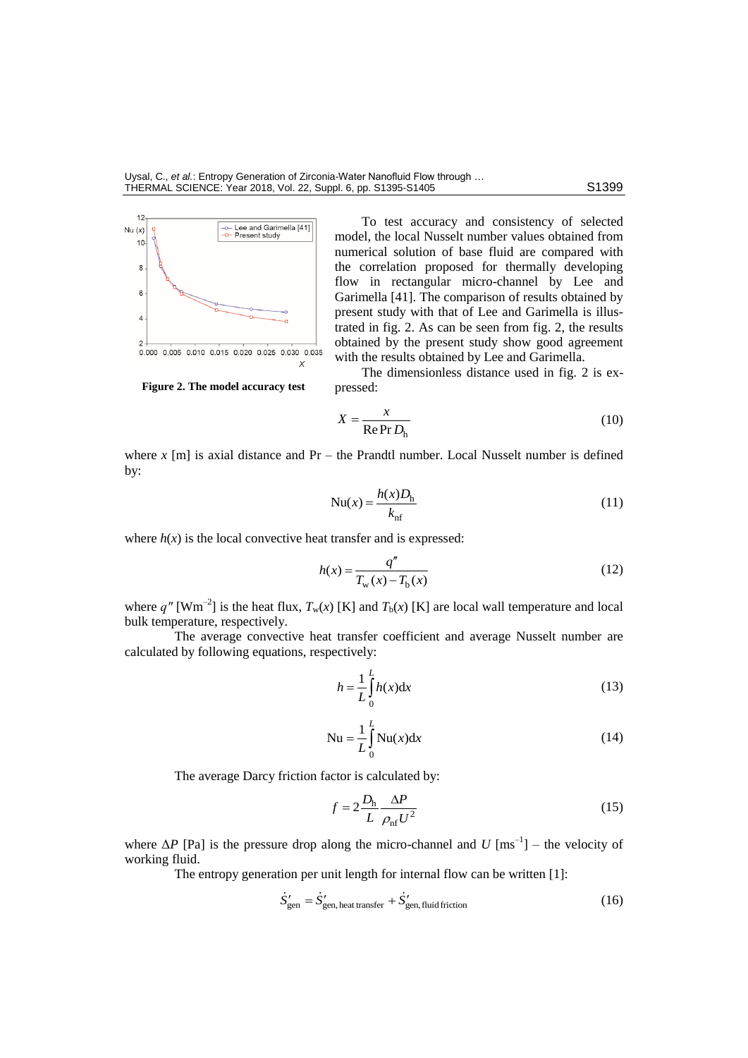To test accuracy and consistency of selected model, the local Nusselt number values obtained from numerical solution of base fluid are compared with the correlation proposed for thermally developing flow in rectangular micro-channel by Lee and Garimella [41]. The comparison of results obtained by present study with that of Lee and Garimella is illustrated in fig. 2. As can be seen from fig. 2, the results obtained by the present study show good agreement with the results obtained by Lee and Garimella.

**Figure 2. The model accuracy test**

The dimensionless distance used in fig. 2 is expressed:

$$X = \frac{x}{\mathrm{Re}\,\mathrm{Pr}\,D_\mathrm{h}} \tag{10}$$

where $x$ [m] is axial distance and Pr – the Prandtl number. Local Nusselt number is defined by:

$$\mathrm{Nu}(x) = \frac{h(x)D_\mathrm{h}}{k_\mathrm{nf}} \tag{11}$$

where $h(x)$ is the local convective heat transfer and is expressed:

$$h(x) = \frac{q''}{T_\mathrm{w}(x) - T_\mathrm{b}(x)} \tag{12}$$

where $q''$ [Wm$^{-2}$] is the heat flux, $T_\mathrm{w}(x)$ [K] and $T_\mathrm{b}(x)$ [K] are local wall temperature and local bulk temperature, respectively.

The average convective heat transfer coefficient and average Nusselt number are calculated by following equations, respectively:

$$h = \frac{1}{L}\int_0^L h(x)\mathrm{d}x \tag{13}$$

$$\mathrm{Nu} = \frac{1}{L}\int_0^L \mathrm{Nu}(x)\mathrm{d}x \tag{14}$$

The average Darcy friction factor is calculated by:

$$f = 2\frac{D_\mathrm{h}}{L}\frac{\Delta P}{\rho_\mathrm{nf}U^2} \tag{15}$$

where $\Delta P$ [Pa] is the pressure drop along the micro-channel and $U$ [ms$^{-1}$] – the velocity of working fluid.

The entropy generation per unit length for internal flow can be written [1]:

$$\dot{S}'_\mathrm{gen} = \dot{S}'_\mathrm{gen,\,heat\,transfer} + \dot{S}'_\mathrm{gen,\,fluid\,friction} \tag{16}$$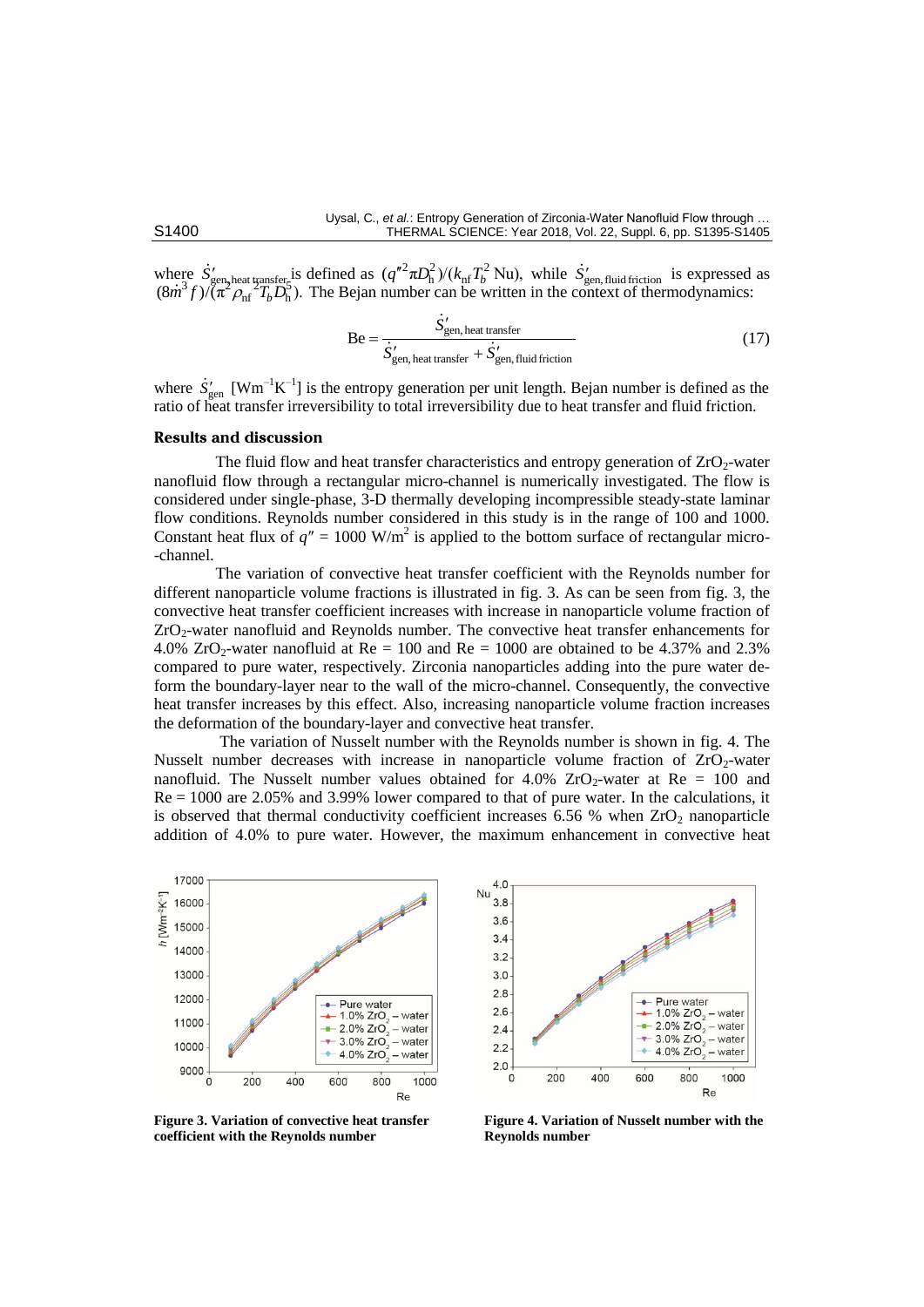where $\dot{S}'_{\text{gen, heat transfer}}$ is defined as $(q''^2 \pi D_h^2)/(k_{nf} T_b^2 \text{Nu})$, while $\dot{S}'_{\text{gen, fluid friction}}$ is expressed as $(8\dot{m}^3 f)/(\pi^2 \rho_{nf}{}^2 T_b D_h^5)$. The Bejan number can be written in the context of thermodynamics:

$$\text{Be} = \frac{\dot{S}'_{\text{gen, heat transfer}}}{\dot{S}'_{\text{gen, heat transfer}} + \dot{S}'_{\text{gen, fluid friction}}} \tag{17}$$

where $\dot{S}'_{\text{gen}}$ [$\text{Wm}^{-1}\text{K}^{-1}$] is the entropy generation per unit length. Bejan number is defined as the ratio of heat transfer irreversibility to total irreversibility due to heat transfer and fluid friction.

## Results and discussion

The fluid flow and heat transfer characteristics and entropy generation of $ZrO_2$-water nanofluid flow through a rectangular micro-channel is numerically investigated. The flow is considered under single-phase, 3-D thermally developing incompressible steady-state laminar flow conditions. Reynolds number considered in this study is in the range of 100 and 1000. Constant heat flux of $q'' = 1000$ W/m$^2$ is applied to the bottom surface of rectangular micro-channel.

The variation of convective heat transfer coefficient with the Reynolds number for different nanoparticle volume fractions is illustrated in fig. 3. As can be seen from fig. 3, the convective heat transfer coefficient increases with increase in nanoparticle volume fraction of $ZrO_2$-water nanofluid and Reynolds number. The convective heat transfer enhancements for 4.0% $ZrO_2$-water nanofluid at Re = 100 and Re = 1000 are obtained to be 4.37% and 2.3% compared to pure water, respectively. Zirconia nanoparticles adding into the pure water deform the boundary-layer near to the wall of the micro-channel. Consequently, the convective heat transfer increases by this effect. Also, increasing nanoparticle volume fraction increases the deformation of the boundary-layer and convective heat transfer.

The variation of Nusselt number with the Reynolds number is shown in fig. 4. The Nusselt number decreases with increase in nanoparticle volume fraction of $ZrO_2$-water nanofluid. The Nusselt number values obtained for 4.0% $ZrO_2$-water at Re = 100 and Re = 1000 are 2.05% and 3.99% lower compared to that of pure water. In the calculations, it is observed that thermal conductivity coefficient increases 6.56 % when $ZrO_2$ nanoparticle addition of 4.0% to pure water. However, the maximum enhancement in convective heat

**Figure 3. Variation of convective heat transfer coefficient with the Reynolds number**

**Figure 4. Variation of Nusselt number with the Reynolds number**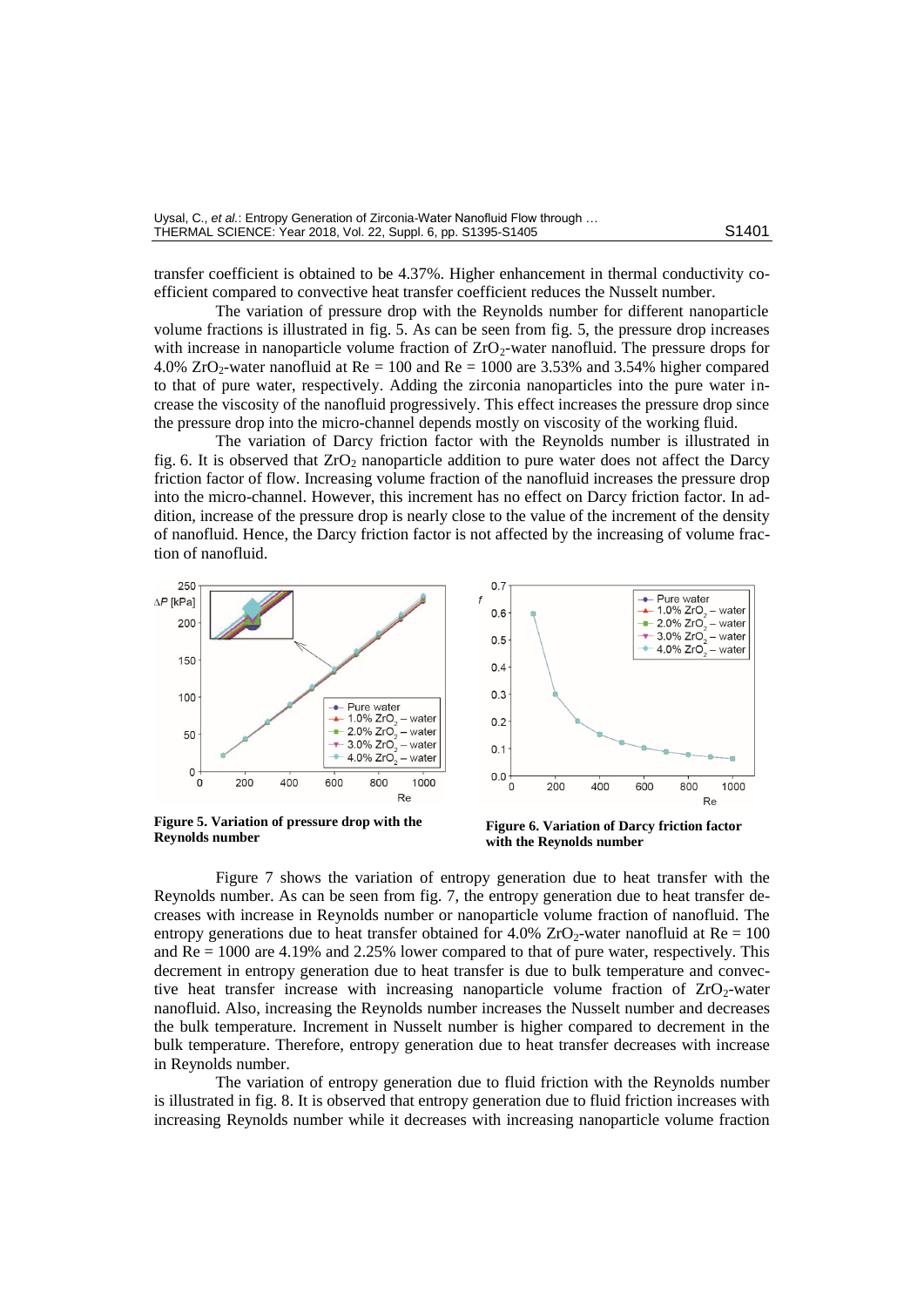transfer coefficient is obtained to be 4.37%. Higher enhancement in thermal conductivity coefficient compared to convective heat transfer coefficient reduces the Nusselt number.

The variation of pressure drop with the Reynolds number for different nanoparticle volume fractions is illustrated in fig. 5. As can be seen from fig. 5, the pressure drop increases with increase in nanoparticle volume fraction of $ZrO_2$-water nanofluid. The pressure drops for 4.0% $ZrO_2$-water nanofluid at Re = 100 and Re = 1000 are 3.53% and 3.54% higher compared to that of pure water, respectively. Adding the zirconia nanoparticles into the pure water increase the viscosity of the nanofluid progressively. This effect increases the pressure drop since the pressure drop into the micro-channel depends mostly on viscosity of the working fluid.

The variation of Darcy friction factor with the Reynolds number is illustrated in fig. 6. It is observed that $ZrO_2$ nanoparticle addition to pure water does not affect the Darcy friction factor of flow. Increasing volume fraction of the nanofluid increases the pressure drop into the micro-channel. However, this increment has no effect on Darcy friction factor. In addition, increase of the pressure drop is nearly close to the value of the increment of the density of nanofluid. Hence, the Darcy friction factor is not affected by the increasing of volume fraction of nanofluid.

**Figure 5. Variation of pressure drop with the Reynolds number**

**Figure 6. Variation of Darcy friction factor with the Reynolds number**

Figure 7 shows the variation of entropy generation due to heat transfer with the Reynolds number. As can be seen from fig. 7, the entropy generation due to heat transfer decreases with increase in Reynolds number or nanoparticle volume fraction of nanofluid. The entropy generations due to heat transfer obtained for 4.0% $ZrO_2$-water nanofluid at Re = 100 and Re = 1000 are 4.19% and 2.25% lower compared to that of pure water, respectively. This decrement in entropy generation due to heat transfer is due to bulk temperature and convective heat transfer increase with increasing nanoparticle volume fraction of $ZrO_2$-water nanofluid. Also, increasing the Reynolds number increases the Nusselt number and decreases the bulk temperature. Increment in Nusselt number is higher compared to decrement in the bulk temperature. Therefore, entropy generation due to heat transfer decreases with increase in Reynolds number.

The variation of entropy generation due to fluid friction with the Reynolds number is illustrated in fig. 8. It is observed that entropy generation due to fluid friction increases with increasing Reynolds number while it decreases with increasing nanoparticle volume fraction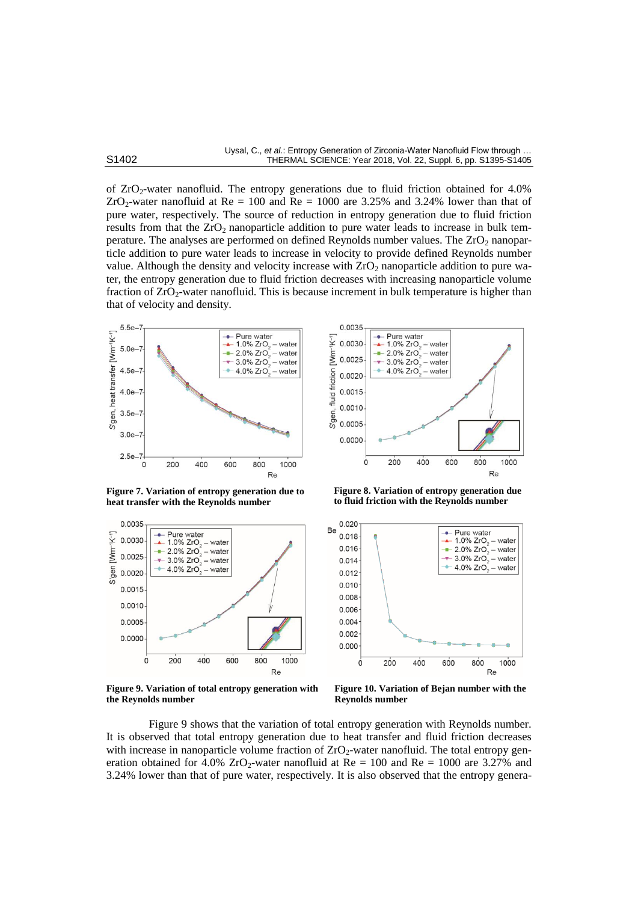of $ZrO_2$-water nanofluid. The entropy generations due to fluid friction obtained for 4.0% $ZrO_2$-water nanofluid at Re = 100 and Re = 1000 are 3.25% and 3.24% lower than that of pure water, respectively. The source of reduction in entropy generation due to fluid friction results from that the $ZrO_2$ nanoparticle addition to pure water leads to increase in bulk temperature. The analyses are performed on defined Reynolds number values. The $ZrO_2$ nanoparticle addition to pure water leads to increase in velocity to provide defined Reynolds number value. Although the density and velocity increase with $ZrO_2$ nanoparticle addition to pure water, the entropy generation due to fluid friction decreases with increasing nanoparticle volume fraction of $ZrO_2$-water nanofluid. This is because increment in bulk temperature is higher than that of velocity and density.

**Figure 7. Variation of entropy generation due to heat transfer with the Reynolds number**

**Figure 8. Variation of entropy generation due to fluid friction with the Reynolds number**

**Figure 9. Variation of total entropy generation with the Reynolds number**

**Figure 10. Variation of Bejan number with the Reynolds number**

Figure 9 shows that the variation of total entropy generation with Reynolds number. It is observed that total entropy generation due to heat transfer and fluid friction decreases with increase in nanoparticle volume fraction of $ZrO_2$-water nanofluid. The total entropy generation obtained for 4.0% $ZrO_2$-water nanofluid at Re = 100 and Re = 1000 are 3.27% and 3.24% lower than that of pure water, respectively. It is also observed that the entropy genera-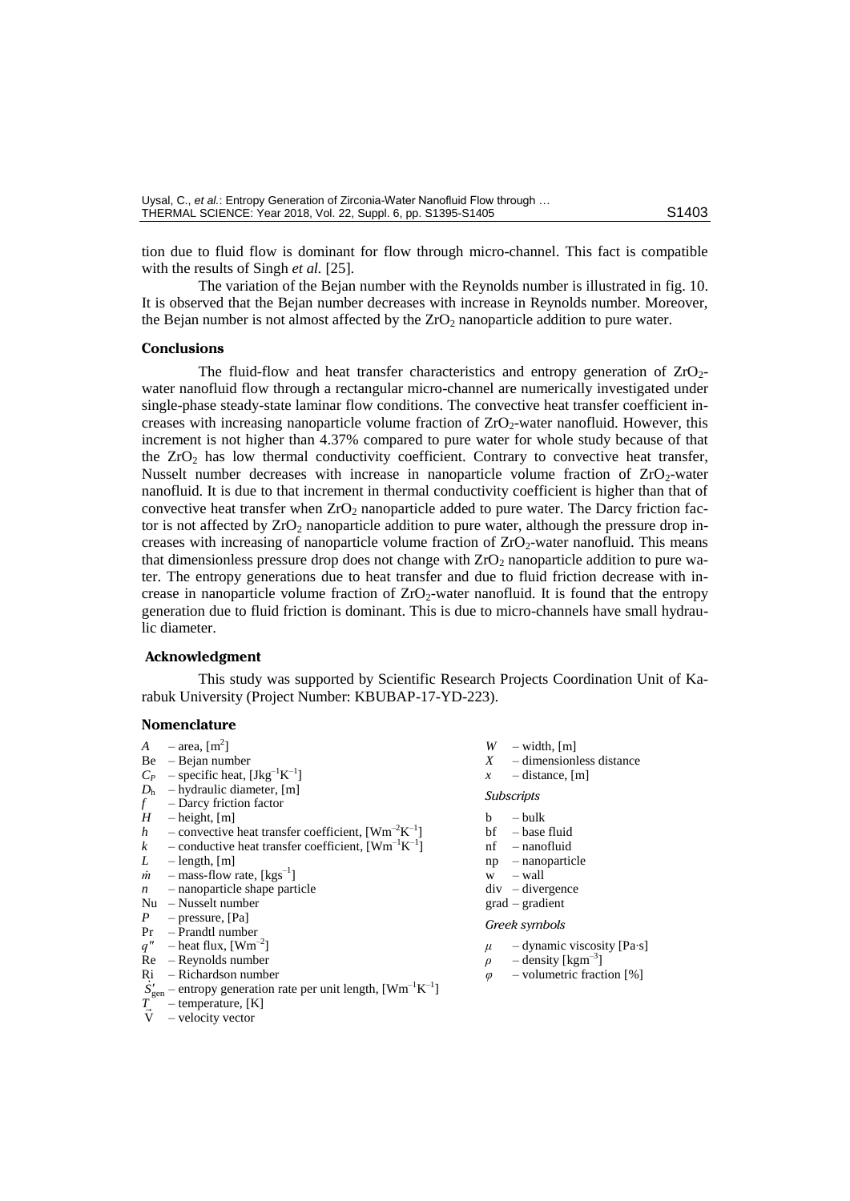tion due to fluid flow is dominant for flow through micro-channel. This fact is compatible with the results of Singh *et al.* [25].

The variation of the Bejan number with the Reynolds number is illustrated in fig. 10. It is observed that the Bejan number decreases with increase in Reynolds number. Moreover, the Bejan number is not almost affected by the $ZrO_2$ nanoparticle addition to pure water.

## Conclusions

The fluid-flow and heat transfer characteristics and entropy generation of $ZrO_2$-water nanofluid flow through a rectangular micro-channel are numerically investigated under single-phase steady-state laminar flow conditions. The convective heat transfer coefficient increases with increasing nanoparticle volume fraction of $ZrO_2$-water nanofluid. However, this increment is not higher than 4.37% compared to pure water for whole study because of that the $ZrO_2$ has low thermal conductivity coefficient. Contrary to convective heat transfer, Nusselt number decreases with increase in nanoparticle volume fraction of $ZrO_2$-water nanofluid. It is due to that increment in thermal conductivity coefficient is higher than that of convective heat transfer when $ZrO_2$ nanoparticle added to pure water. The Darcy friction factor is not affected by $ZrO_2$ nanoparticle addition to pure water, although the pressure drop increases with increasing of nanoparticle volume fraction of $ZrO_2$-water nanofluid. This means that dimensionless pressure drop does not change with $ZrO_2$ nanoparticle addition to pure water. The entropy generations due to heat transfer and due to fluid friction decrease with increase in nanoparticle volume fraction of $ZrO_2$-water nanofluid. It is found that the entropy generation due to fluid friction is dominant. This is due to micro-channels have small hydraulic diameter.

## Acknowledgment

This study was supported by Scientific Research Projects Coordination Unit of Karabuk University (Project Number: KBUBAP-17-YD-223).

## Nomenclature

- $A$ – area, [$m^2$]
- Be – Bejan number
- $C_P$ – specific heat, [$Jkg^{-1}K^{-1}$]
- $D_h$ – hydraulic diameter, [m]
- $f$ – Darcy friction factor
- $H$ – height, [m]
- $h$ – convective heat transfer coefficient, [$Wm^{-2}K^{-1}$]
- $k$ – conductive heat transfer coefficient, [$Wm^{-1}K^{-1}$]
- $L$ – length, [m]
- $\dot{m}$ – mass-flow rate, [$kgs^{-1}$]
- $n$ – nanoparticle shape particle
- Nu – Nusselt number
- $P$ – pressure, [Pa]
- Pr – Prandtl number
- $q''$ – heat flux, [$Wm^{-2}$]
- Re – Reynolds number
- Ri – Richardson number
- $\dot{S}'_{gen}$ – entropy generation rate per unit length, [$Wm^{-1}K^{-1}$]
- $T$ – temperature, [K]
- $\vec{V}$ – velocity vector
- $W$ – width, [m]
- $X$ – dimensionless distance
- $x$ – distance, [m]

*Subscripts*

- b – bulk
- bf – base fluid
- nf – nanofluid
- np – nanoparticle
- w – wall
- div – divergence
- grad – gradient

*Greek symbols*

- $\mu$ – dynamic viscosity [Pa·s]
- $\rho$ – density [$kgm^{-3}$]
- $\varphi$ – volumetric fraction [%]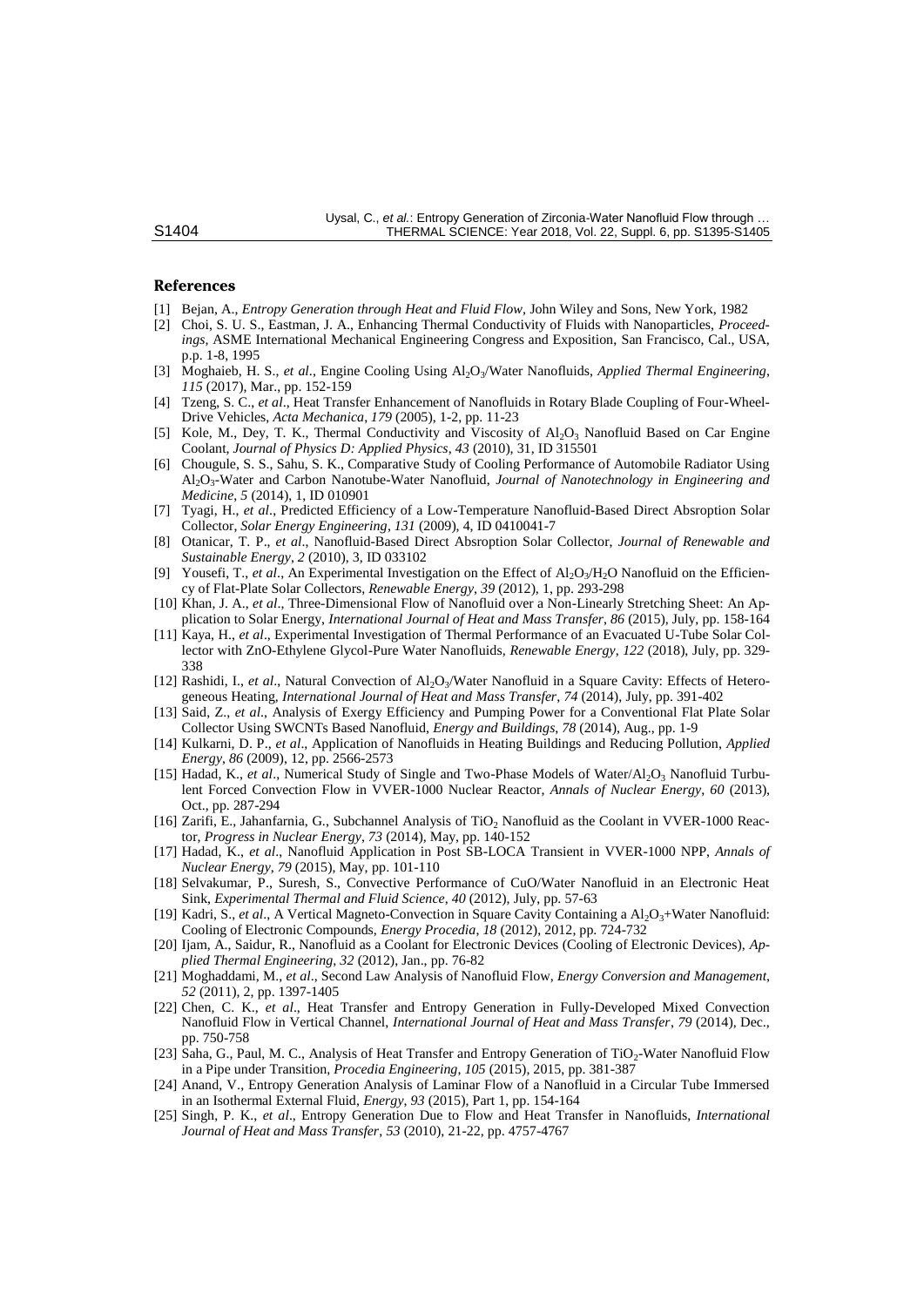## References

[1] Bejan, A., *Entropy Generation through Heat and Fluid Flow*, John Wiley and Sons, New York, 1982

[2] Choi, S. U. S., Eastman, J. A., Enhancing Thermal Conductivity of Fluids with Nanoparticles, *Proceedings*, ASME International Mechanical Engineering Congress and Exposition, San Francisco, Cal., USA, p.p. 1-8, 1995

[3] Moghaieb, H. S., *et al*., Engine Cooling Using $Al_2O_3$/Water Nanofluids, *Applied Thermal Engineering*, *115* (2017), Mar., pp. 152-159

[4] Tzeng, S. C., *et al*., Heat Transfer Enhancement of Nanofluids in Rotary Blade Coupling of Four-Wheel-Drive Vehicles, *Acta Mechanica*, *179* (2005), 1-2, pp. 11-23

[5] Kole, M., Dey, T. K., Thermal Conductivity and Viscosity of $Al_2O_3$ Nanofluid Based on Car Engine Coolant, *Journal of Physics D: Applied Physics*, *43* (2010), 31, ID 315501

[6] Chougule, S. S., Sahu, S. K., Comparative Study of Cooling Performance of Automobile Radiator Using $Al_2O_3$-Water and Carbon Nanotube-Water Nanofluid, *Journal of Nanotechnology in Engineering and Medicine*, *5* (2014), 1, ID 010901

[7] Tyagi, H., *et al*., Predicted Efficiency of a Low-Temperature Nanofluid-Based Direct Absroption Solar Collector, *Solar Energy Engineering*, *131* (2009), 4, ID 0410041-7

[8] Otanicar, T. P., *et al*., Nanofluid-Based Direct Absorption Solar Collector, *Journal of Renewable and Sustainable Energy*, *2* (2010), 3, ID 033102

[9] Yousefi, T., *et al*., An Experimental Investigation on the Effect of $Al_2O_3$/$H_2O$ Nanofluid on the Efficiency of Flat-Plate Solar Collectors, *Renewable Energy*, *39* (2012), 1, pp. 293-298

[10] Khan, J. A., *et al*., Three-Dimensional Flow of Nanofluid over a Non-Linearly Stretching Sheet: An Application to Solar Energy, *International Journal of Heat and Mass Transfer*, *86* (2015), July, pp. 158-164

[11] Kaya, H., *et al*., Experimental Investigation of Thermal Performance of an Evacuated U-Tube Solar Collector with ZnO-Ethylene Glycol-Pure Water Nanofluids, *Renewable Energy*, *122* (2018), July, pp. 329-338

[12] Rashidi, I., *et al*., Natural Convection of $Al_2O_3$/Water Nanofluid in a Square Cavity: Effects of Heterogeneous Heating, *International Journal of Heat and Mass Transfer*, *74* (2014), July, pp. 391-402

[13] Said, Z., *et al*., Analysis of Exergy Efficiency and Pumping Power for a Conventional Flat Plate Solar Collector Using SWCNTs Based Nanofluid, *Energy and Buildings*, *78* (2014), Aug., pp. 1-9

[14] Kulkarni, D. P., *et al*., Application of Nanofluids in Heating Buildings and Reducing Pollution, *Applied Energy*, *86* (2009), 12, pp. 2566-2573

[15] Hadad, K., *et al*., Numerical Study of Single and Two-Phase Models of Water/$Al_2O_3$ Nanofluid Turbulent Forced Convection Flow in VVER-1000 Nuclear Reactor, *Annals of Nuclear Energy*, *60* (2013), Oct., pp. 287-294

[16] Zarifi, E., Jahanfarnia, G., Subchannel Analysis of $TiO_2$ Nanofluid as the Coolant in VVER-1000 Reactor, *Progress in Nuclear Energy*, *73* (2014), May, pp. 140-152

[17] Hadad, K., *et al*., Nanofluid Application in Post SB-LOCA Transient in VVER-1000 NPP, *Annals of Nuclear Energy*, *79* (2015), May, pp. 101-110

[18] Selvakumar, P., Suresh, S., Convective Performance of CuO/Water Nanofluid in an Electronic Heat Sink, *Experimental Thermal and Fluid Science*, *40* (2012), July, pp. 57-63

[19] Kadri, S., *et al*., A Vertical Magneto-Convection in Square Cavity Containing a $Al_2O_3$+Water Nanofluid: Cooling of Electronic Compounds, *Energy Procedia*, *18* (2012), 2012, pp. 724-732

[20] Ijam, A., Saidur, R., Nanofluid as a Coolant for Electronic Devices (Cooling of Electronic Devices), *Applied Thermal Engineering*, *32* (2012), Jan., pp. 76-82

[21] Moghaddami, M., *et al*., Second Law Analysis of Nanofluid Flow, *Energy Conversion and Management*, *52* (2011), 2, pp. 1397-1405

[22] Chen, C. K., *et al*., Heat Transfer and Entropy Generation in Fully-Developed Mixed Convection Nanofluid Flow in Vertical Channel, *International Journal of Heat and Mass Transfer*, *79* (2014), Dec., pp. 750-758

[23] Saha, G., Paul, M. C., Analysis of Heat Transfer and Entropy Generation of $TiO_2$-Water Nanofluid Flow in a Pipe under Transition, *Procedia Engineering*, *105* (2015), 2015, pp. 381-387

[24] Anand, V., Entropy Generation Analysis of Laminar Flow of a Nanofluid in a Circular Tube Immersed in an Isothermal External Fluid, *Energy*, *93* (2015), Part 1, pp. 154-164

[25] Singh, P. K., *et al*., Entropy Generation Due to Flow and Heat Transfer in Nanofluids, *International Journal of Heat and Mass Transfer*, *53* (2010), 21-22, pp. 4757-4767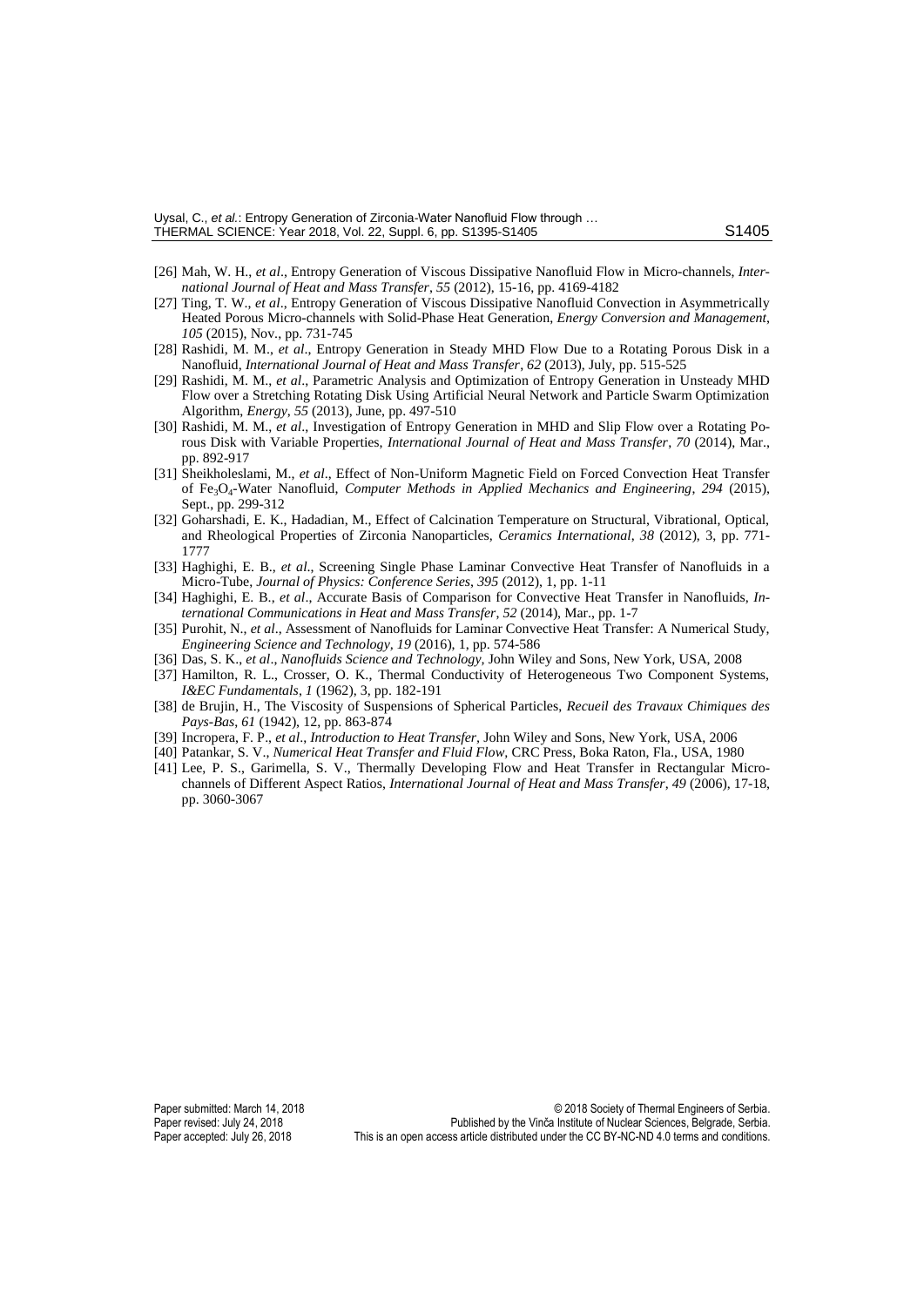[26] Mah, W. H., *et al*., Entropy Generation of Viscous Dissipative Nanofluid Flow in Micro-channels, *International Journal of Heat and Mass Transfer*, *55* (2012), 15-16, pp. 4169-4182

[27] Ting, T. W., *et al*., Entropy Generation of Viscous Dissipative Nanofluid Convection in Asymmetrically Heated Porous Micro-channels with Solid-Phase Heat Generation, *Energy Conversion and Management*, *105* (2015), Nov., pp. 731-745

[28] Rashidi, M. M., *et al*., Entropy Generation in Steady MHD Flow Due to a Rotating Porous Disk in a Nanofluid, *International Journal of Heat and Mass Transfer*, *62* (2013), July, pp. 515-525

[29] Rashidi, M. M., *et al*., Parametric Analysis and Optimization of Entropy Generation in Unsteady MHD Flow over a Stretching Rotating Disk Using Artificial Neural Network and Particle Swarm Optimization Algorithm, *Energy*, *55* (2013), June, pp. 497-510

[30] Rashidi, M. M., *et al*., Investigation of Entropy Generation in MHD and Slip Flow over a Rotating Porous Disk with Variable Properties, *International Journal of Heat and Mass Transfer*, *70* (2014), Mar., pp. 892-917

[31] Sheikholeslami, M., *et al*., Effect of Non-Uniform Magnetic Field on Forced Convection Heat Transfer of $Fe_3O_4$-Water Nanofluid, *Computer Methods in Applied Mechanics and Engineering*, *294* (2015), Sept., pp. 299-312

[32] Goharshadi, E. K., Hadadian, M., Effect of Calcination Temperature on Structural, Vibrational, Optical, and Rheological Properties of Zirconia Nanoparticles, *Ceramics International*, *38* (2012), 3, pp. 771-1777

[33] Haghighi, E. B., *et al*., Screening Single Phase Laminar Convective Heat Transfer of Nanofluids in a Micro-Tube, *Journal of Physics: Conference Series*, *395* (2012), 1, pp. 1-11

[34] Haghighi, E. B., *et al*., Accurate Basis of Comparison for Convective Heat Transfer in Nanofluids, *International Communications in Heat and Mass Transfer*, *52* (2014), Mar., pp. 1-7

[35] Purohit, N., *et al*., Assessment of Nanofluids for Laminar Convective Heat Transfer: A Numerical Study, *Engineering Science and Technology, 19* (2016), 1, pp. 574-586

[36] Das, S. K., *et al*., *Nanofluids Science and Technology*, John Wiley and Sons, New York, USA, 2008

[37] Hamilton, R. L., Crosser, O. K., Thermal Conductivity of Heterogeneous Two Component Systems, *I&EC Fundamentals*, *1* (1962), 3, pp. 182-191

[38] de Brujin, H., The Viscosity of Suspensions of Spherical Particles, *Recueil des Travaux Chimiques des Pays-Bas*, *61* (1942), 12, pp. 863-874

[39] Incropera, F. P., *et al*., *Introduction to Heat Transfer*, John Wiley and Sons, New York, USA, 2006

[40] Patankar, S. V., *Numerical Heat Transfer and Fluid Flow*, CRC Press, Boka Raton, Fla., USA, 1980

[41] Lee, P. S., Garimella, S. V., Thermally Developing Flow and Heat Transfer in Rectangular Microchannels of Different Aspect Ratios, *International Journal of Heat and Mass Transfer*, *49* (2006), 17-18, pp. 3060-3067

Paper submitted: March 14, 2018
Paper revised: July 24, 2018
Paper accepted: July 26, 2018

© 2018 Society of Thermal Engineers of Serbia.
Published by the Vinča Institute of Nuclear Sciences, Belgrade, Serbia.
This is an open access article distributed under the CC BY-NC-ND 4.0 terms and conditions.